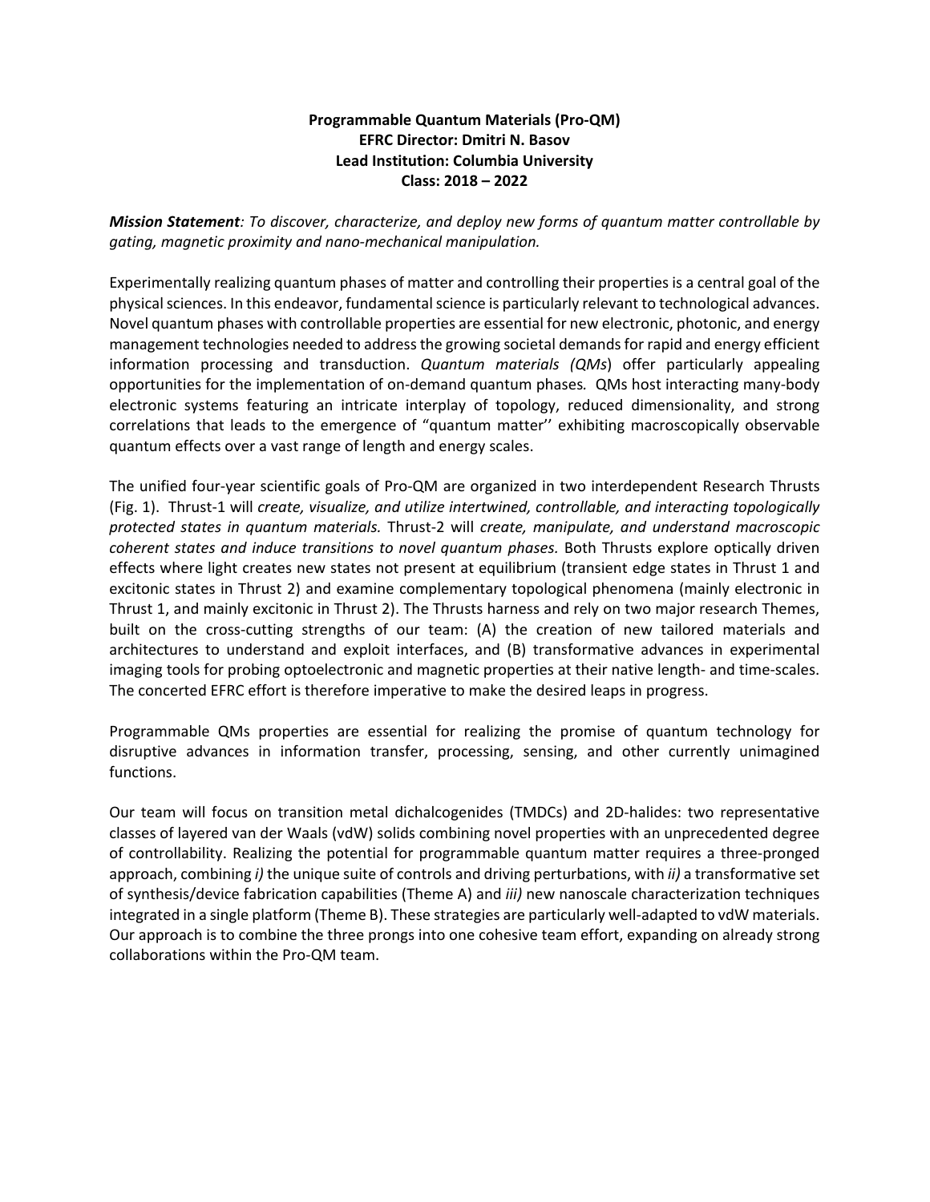**Programmable Quantum Materials (Pro-QM)**
**EFRC Director: Dmitri N. Basov**
**Lead Institution: Columbia University**
**Class: 2018 – 2022**

***Mission Statement**: To discover, characterize, and deploy new forms of quantum matter controllable by gating, magnetic proximity and nano-mechanical manipulation.*

Experimentally realizing quantum phases of matter and controlling their properties is a central goal of the physical sciences. In this endeavor, fundamental science is particularly relevant to technological advances. Novel quantum phases with controllable properties are essential for new electronic, photonic, and energy management technologies needed to address the growing societal demands for rapid and energy efficient information processing and transduction. *Quantum materials (QMs*) offer particularly appealing opportunities for the implementation of on-demand quantum phases. QMs host interacting many-body electronic systems featuring an intricate interplay of topology, reduced dimensionality, and strong correlations that leads to the emergence of "quantum matter'' exhibiting macroscopically observable quantum effects over a vast range of length and energy scales.

The unified four-year scientific goals of Pro-QM are organized in two interdependent Research Thrusts (Fig. 1). Thrust-1 will *create, visualize, and utilize intertwined, controllable, and interacting topologically protected states in quantum materials.* Thrust-2 will *create, manipulate, and understand macroscopic coherent states and induce transitions to novel quantum phases.* Both Thrusts explore optically driven effects where light creates new states not present at equilibrium (transient edge states in Thrust 1 and excitonic states in Thrust 2) and examine complementary topological phenomena (mainly electronic in Thrust 1, and mainly excitonic in Thrust 2). The Thrusts harness and rely on two major research Themes, built on the cross-cutting strengths of our team: (A) the creation of new tailored materials and architectures to understand and exploit interfaces, and (B) transformative advances in experimental imaging tools for probing optoelectronic and magnetic properties at their native length- and time-scales. The concerted EFRC effort is therefore imperative to make the desired leaps in progress.

Programmable QMs properties are essential for realizing the promise of quantum technology for disruptive advances in information transfer, processing, sensing, and other currently unimagined functions.

Our team will focus on transition metal dichalcogenides (TMDCs) and 2D-halides: two representative classes of layered van der Waals (vdW) solids combining novel properties with an unprecedented degree of controllability. Realizing the potential for programmable quantum matter requires a three-pronged approach, combining *i)* the unique suite of controls and driving perturbations, with *ii)* a transformative set of synthesis/device fabrication capabilities (Theme A) and *iii)* new nanoscale characterization techniques integrated in a single platform (Theme B). These strategies are particularly well-adapted to vdW materials. Our approach is to combine the three prongs into one cohesive team effort, expanding on already strong collaborations within the Pro-QM team.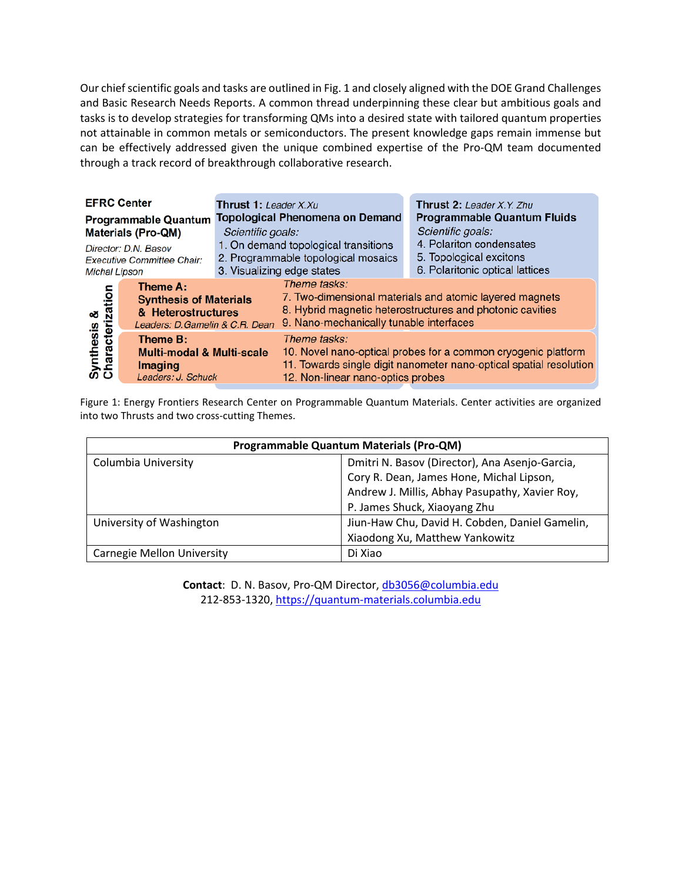Our chief scientific goals and tasks are outlined in Fig. 1 and closely aligned with the DOE Grand Challenges and Basic Research Needs Reports. A common thread underpinning these clear but ambitious goals and tasks is to develop strategies for transforming QMs into a desired state with tailored quantum properties not attainable in common metals or semiconductors. The present knowledge gaps remain immense but can be effectively addressed given the unique combined expertise of the Pro-QM team documented through a track record of breakthrough collaborative research.

**EFRC Center**

**Programmable Quantum Materials (Pro-QM)**

*Director: D.N. Basov*

*Executive Committee Chair: Michal Lipson*

**Thrust 1:** *Leader X.Xu*

**Topological Phenomena on Demand**

*Scientific goals:*

1. On demand topological transitions
2. Programmable topological mosaics
3. Visualizing edge states

**Thrust 2:** *Leader X.Y. Zhu*

**Programmable Quantum Fluids**

*Scientific goals:*

4. Polariton condensates
5. Topological excitons
6. Polaritonic optical lattices

**Synthesis & Characterization**

**Theme A: Synthesis of Materials & Heterostructures**

*Leaders: D.Gamelin & C.R. Dean*

*Theme tasks:*

7. Two-dimensional materials and atomic layered magnets
8. Hybrid magnetic heterostructures and photonic cavities
9. Nano-mechanically tunable interfaces

**Theme B: Multi-modal & Multi-scale Imaging**

*Leaders: J. Schuck*

*Theme tasks:*

10. Novel nano-optical probes for a common cryogenic platform
11. Towards single digit nanometer nano-optical spatial resolution
12. Non-linear nano-optics probes

Figure 1: Energy Frontiers Research Center on Programmable Quantum Materials. Center activities are organized into two Thrusts and two cross-cutting Themes.

| **Programmable Quantum Materials (Pro-QM)** | |
|---|---|
| Columbia University | Dmitri N. Basov (Director), Ana Asenjo-Garcia, Cory R. Dean, James Hone, Michal Lipson, Andrew J. Millis, Abhay Pasupathy, Xavier Roy, P. James Shuck, Xiaoyang Zhu |
| University of Washington | Jiun-Haw Chu, David H. Cobden, Daniel Gamelin, Xiaodong Xu, Matthew Yankowitz |
| Carnegie Mellon University | Di Xiao |

**Contact**: D. N. Basov, Pro-QM Director, db3056@columbia.edu
212-853-1320, https://quantum-materials.columbia.edu